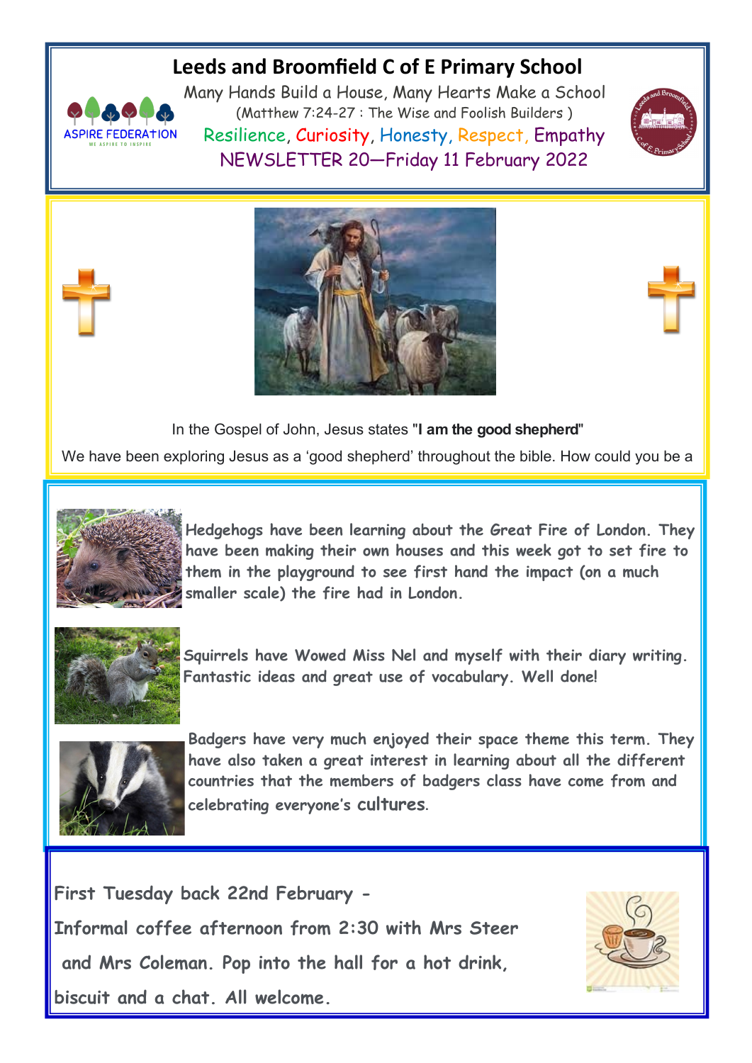# Leeds and Broomfield C of E Primary School

Many Hands Build a House, Many Hearts Make a School

(Matthew 7:24-27 : The Wise and Foolish Builders )

Resilience, Curiosity, Honesty, Respect, Empathy

NEWSLETTER 20—Friday 11 February 2022

In the Gospel of John, Jesus states "**I am the good shepherd**"

We have been exploring Jesus as a 'good shepherd' throughout the bible. How could you be a

Hedgehogs have been learning about the Great Fire of London. They have been making their own houses and this week got to set fire to them in the playground to see first hand the impact (on a much smaller scale) the fire had in London.

Squirrels have Wowed Miss Nel and myself with their diary writing. Fantastic ideas and great use of vocabulary. Well done!

Badgers have very much enjoyed their space theme this term. They have also taken a great interest in learning about all the different countries that the members of badgers class have come from and celebrating everyone's cultures.

**First Tuesday back 22nd February -**

**Informal coffee afternoon from 2:30 with Mrs Steer and Mrs Coleman. Pop into the hall for a hot drink, biscuit and a chat. All welcome.**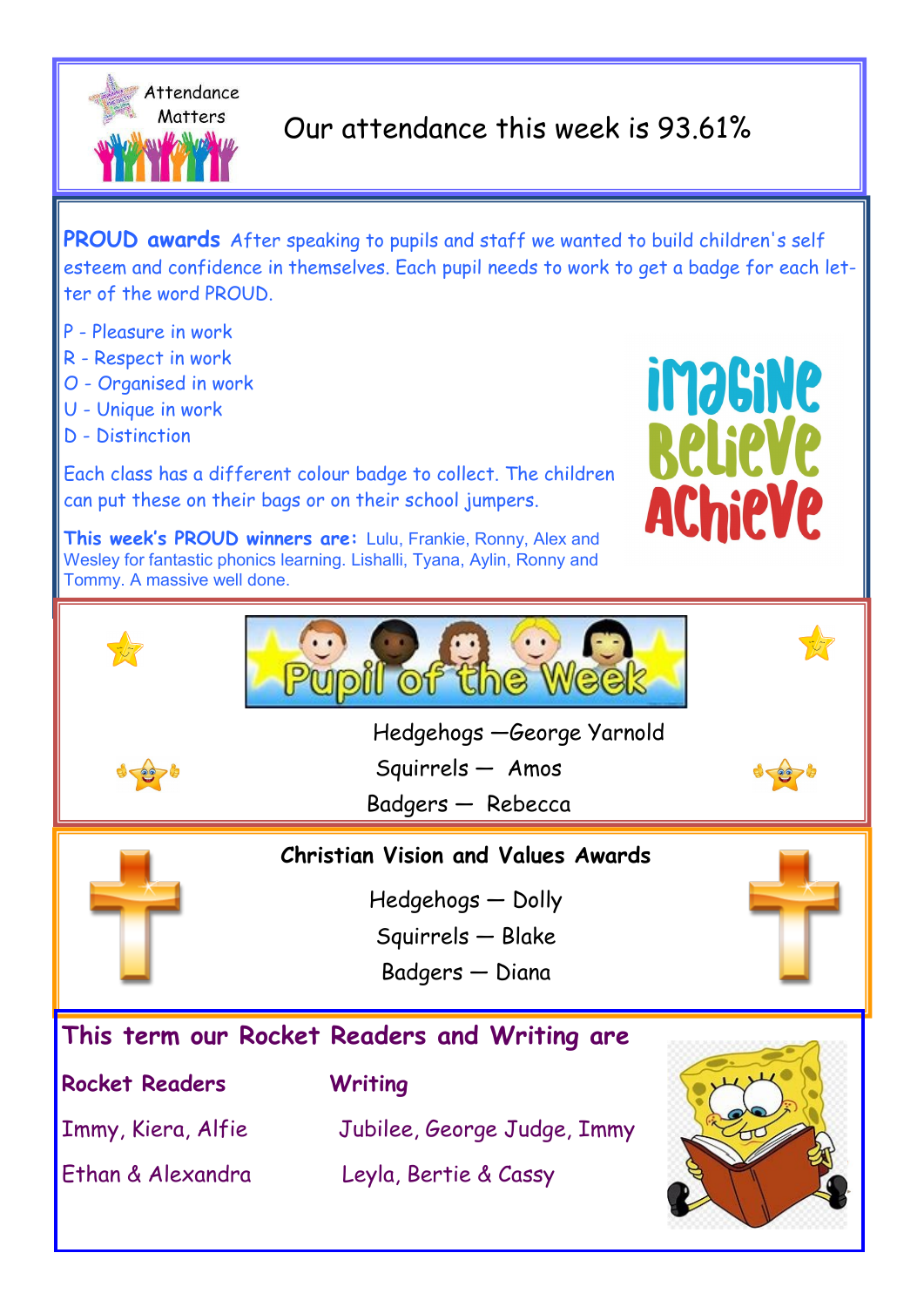Attendance Matters

Our attendance this week is 93.61%

**PROUD awards** After speaking to pupils and staff we wanted to build children's self esteem and confidence in themselves. Each pupil needs to work to get a badge for each letter of the word PROUD.

P - Pleasure in work
R - Respect in work
O - Organised in work
U - Unique in work
D - Distinction

Each class has a different colour badge to collect. The children can put these on their bags or on their school jumpers.

**This week's PROUD winners are:** Lulu, Frankie, Ronny, Alex and Wesley for fantastic phonics learning. Lishalli, Tyana, Aylin, Ronny and Tommy. A massive well done.

Imagine Believe Achieve

## Pupil of the Week

Hedgehogs —George Yarnold
Squirrels — Amos
Badgers — Rebecca

## Christian Vision and Values Awards

Hedgehogs — Dolly
Squirrels — Blake
Badgers — Diana

## This term our Rocket Readers and Writing are

| Rocket Readers | Writing |
|---|---|
| Immy, Kiera, Alfie | Jubilee, George Judge, Immy |
| Ethan & Alexandra | Leyla, Bertie & Cassy |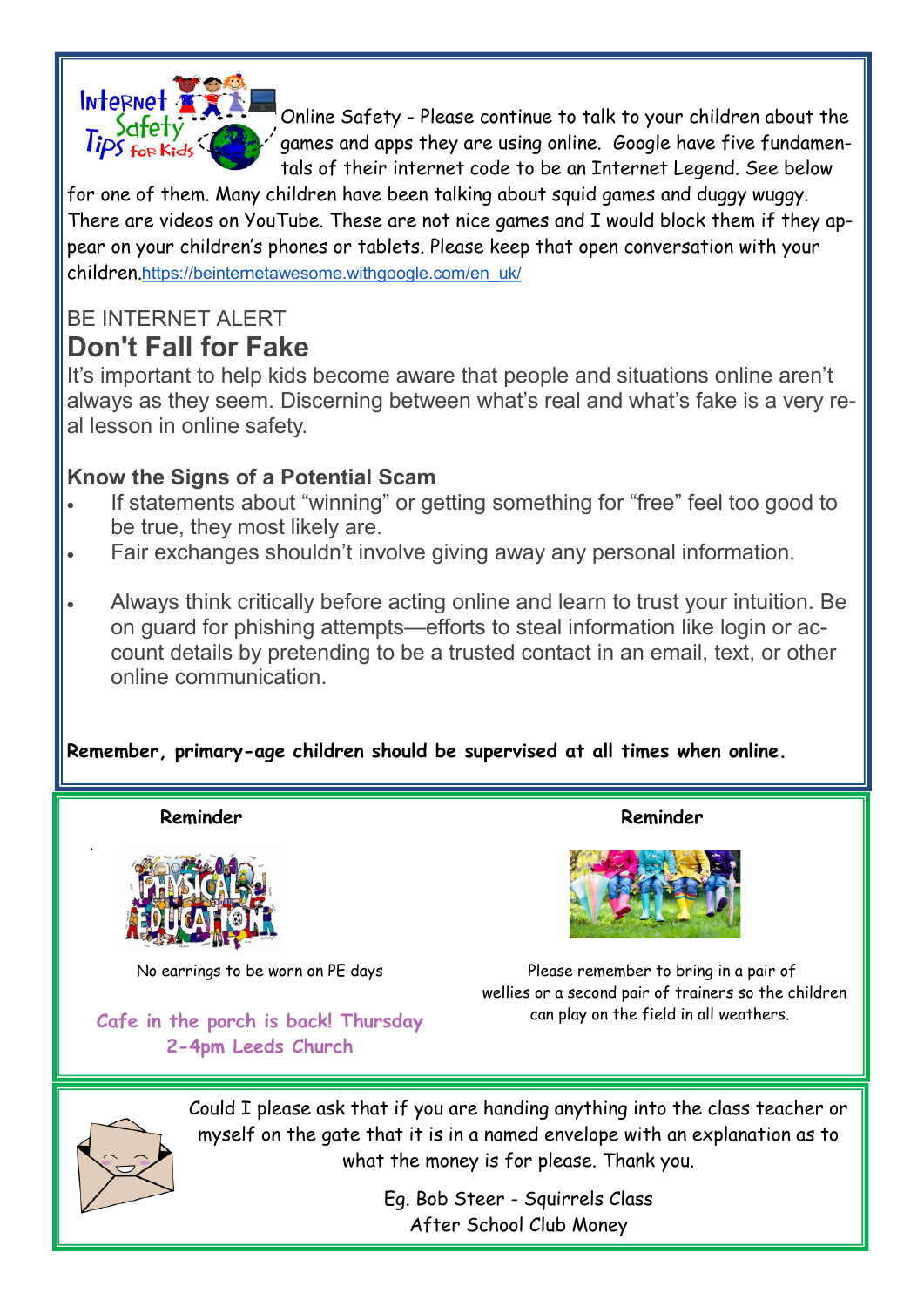Online Safety - Please continue to talk to your children about the games and apps they are using online. Google have five fundamentals of their internet code to be an Internet Legend. See below for one of them. Many children have been talking about squid games and duggy wuggy. There are videos on YouTube. These are not nice games and I would block them if they appear on your children's phones or tablets. Please keep that open conversation with your children.https://beinternetawesome.withgoogle.com/en_uk/

BE INTERNET ALERT

## Don't Fall for Fake

It's important to help kids become aware that people and situations online aren't always as they seem. Discerning between what's real and what's fake is a very real lesson in online safety.

### Know the Signs of a Potential Scam

- If statements about "winning" or getting something for "free" feel too good to be true, they most likely are.
- Fair exchanges shouldn't involve giving away any personal information.
- Always think critically before acting online and learn to trust your intuition. Be on guard for phishing attempts—efforts to steal information like login or account details by pretending to be a trusted contact in an email, text, or other online communication.

**Remember, primary-age children should be supervised at all times when online.**

**Reminder**

No earrings to be worn on PE days

**Reminder**

Please remember to bring in a pair of wellies or a second pair of trainers so the children can play on the field in all weathers.

**Cafe in the porch is back! Thursday 2-4pm Leeds Church**

Could I please ask that if you are handing anything into the class teacher or myself on the gate that it is in a named envelope with an explanation as to what the money is for please. Thank you.

Eg. Bob Steer - Squirrels Class
After School Club Money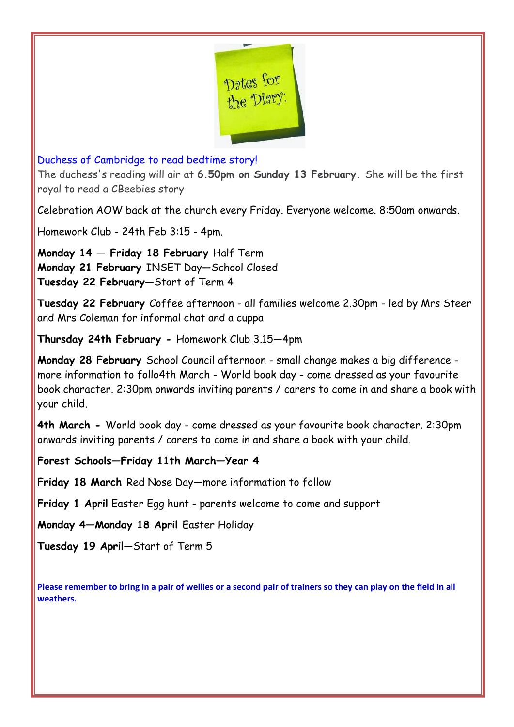# Dates for the Diary:

Duchess of Cambridge to read bedtime story!

The duchess's reading will air at **6.50pm on Sunday 13 February.** She will be the first royal to read a CBeebies story

Celebration AOW back at the church every Friday. Everyone welcome. 8:50am onwards.

Homework Club - 24th Feb 3:15 - 4pm.

**Monday 14 — Friday 18 February** Half Term
**Monday 21 February** INSET Day—School Closed
**Tuesday 22 February**—Start of Term 4

**Tuesday 22 February** Coffee afternoon - all families welcome 2.30pm - led by Mrs Steer and Mrs Coleman for informal chat and a cuppa

**Thursday 24th February -** Homework Club 3.15—4pm

**Monday 28 February** School Council afternoon - small change makes a big difference - more information to follo4th March - World book day - come dressed as your favourite book character. 2:30pm onwards inviting parents / carers to come in and share a book with your child.

**4th March -** World book day - come dressed as your favourite book character. 2:30pm onwards inviting parents / carers to come in and share a book with your child.

**Forest Schools—Friday 11th March—Year 4**

**Friday 18 March** Red Nose Day—more information to follow

**Friday 1 April** Easter Egg hunt - parents welcome to come and support

**Monday 4—Monday 18 April** Easter Holiday

**Tuesday 19 April**—Start of Term 5

**Please remember to bring in a pair of wellies or a second pair of trainers so they can play on the field in all weathers.**